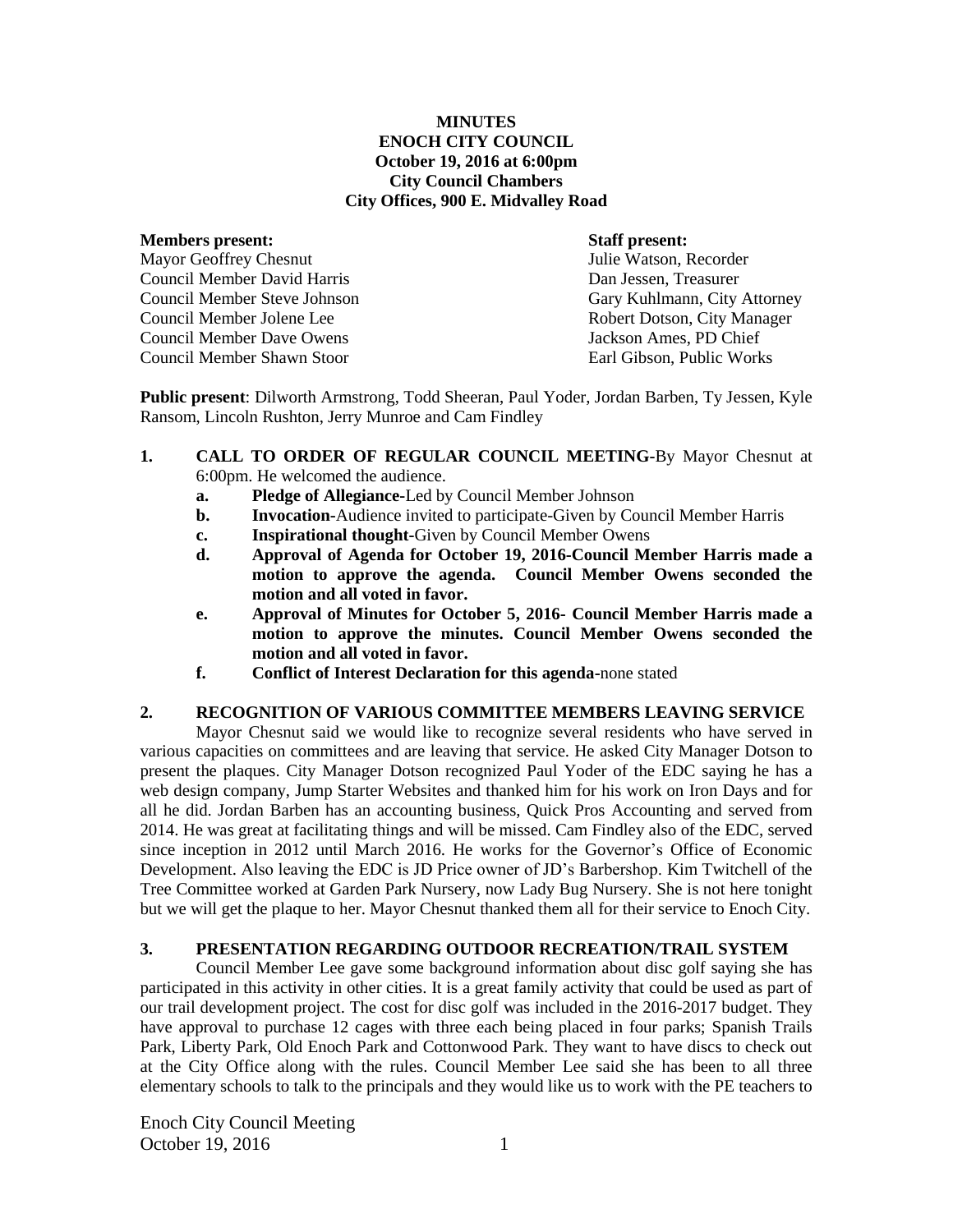**MINUTES**
**ENOCH CITY COUNCIL**
**October 19, 2016 at 6:00pm**
**City Council Chambers**
**City Offices, 900 E. Midvalley Road**

| **Members present:** | **Staff present:** |
|---|---|
| Mayor Geoffrey Chesnut | Julie Watson, Recorder |
| Council Member David Harris | Dan Jessen, Treasurer |
| Council Member Steve Johnson | Gary Kuhlmann, City Attorney |
| Council Member Jolene Lee | Robert Dotson, City Manager |
| Council Member Dave Owens | Jackson Ames, PD Chief |
| Council Member Shawn Stoor | Earl Gibson, Public Works |

**Public present**: Dilworth Armstrong, Todd Sheeran, Paul Yoder, Jordan Barben, Ty Jessen, Kyle Ransom, Lincoln Rushton, Jerry Munroe and Cam Findley

1. **CALL TO ORDER OF REGULAR COUNCIL MEETING-**By Mayor Chesnut at 6:00pm. He welcomed the audience.
   a. **Pledge of Allegiance-**Led by Council Member Johnson
   b. **Invocation-**Audience invited to participate-Given by Council Member Harris
   c. **Inspirational thought-**Given by Council Member Owens
   d. **Approval of Agenda for October 19, 2016-Council Member Harris made a motion to approve the agenda. Council Member Owens seconded the motion and all voted in favor.**
   e. **Approval of Minutes for October 5, 2016- Council Member Harris made a motion to approve the minutes. Council Member Owens seconded the motion and all voted in favor.**
   f. **Conflict of Interest Declaration for this agenda-**none stated

2. **RECOGNITION OF VARIOUS COMMITTEE MEMBERS LEAVING SERVICE**

Mayor Chesnut said we would like to recognize several residents who have served in various capacities on committees and are leaving that service. He asked City Manager Dotson to present the plaques. City Manager Dotson recognized Paul Yoder of the EDC saying he has a web design company, Jump Starter Websites and thanked him for his work on Iron Days and for all he did. Jordan Barben has an accounting business, Quick Pros Accounting and served from 2014. He was great at facilitating things and will be missed. Cam Findley also of the EDC, served since inception in 2012 until March 2016. He works for the Governor's Office of Economic Development. Also leaving the EDC is JD Price owner of JD's Barbershop. Kim Twitchell of the Tree Committee worked at Garden Park Nursery, now Lady Bug Nursery. She is not here tonight but we will get the plaque to her. Mayor Chesnut thanked them all for their service to Enoch City.

3. **PRESENTATION REGARDING OUTDOOR RECREATION/TRAIL SYSTEM**

Council Member Lee gave some background information about disc golf saying she has participated in this activity in other cities. It is a great family activity that could be used as part of our trail development project. The cost for disc golf was included in the 2016-2017 budget. They have approval to purchase 12 cages with three each being placed in four parks; Spanish Trails Park, Liberty Park, Old Enoch Park and Cottonwood Park. They want to have discs to check out at the City Office along with the rules. Council Member Lee said she has been to all three elementary schools to talk to the principals and they would like us to work with the PE teachers to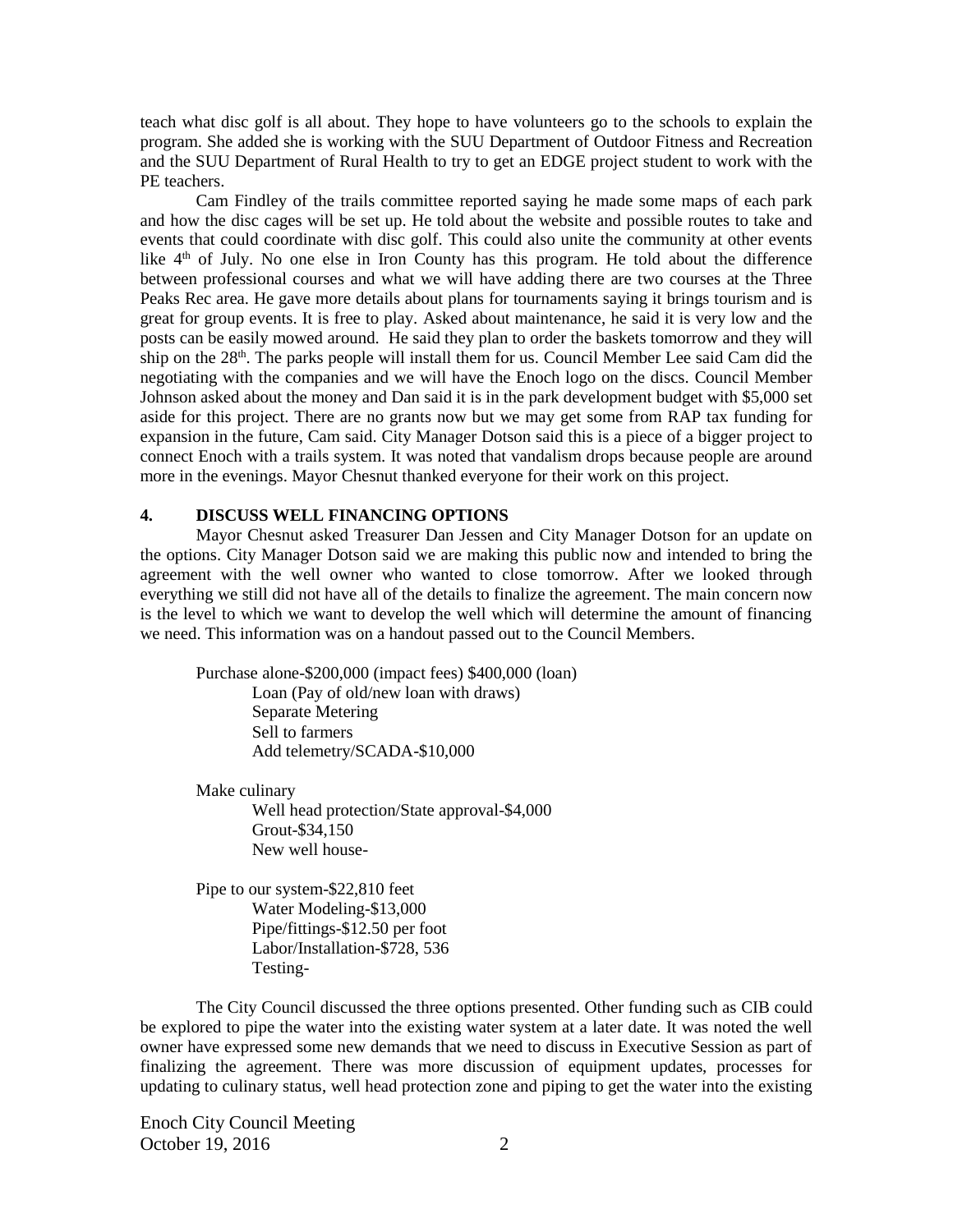teach what disc golf is all about. They hope to have volunteers go to the schools to explain the program. She added she is working with the SUU Department of Outdoor Fitness and Recreation and the SUU Department of Rural Health to try to get an EDGE project student to work with the PE teachers.

Cam Findley of the trails committee reported saying he made some maps of each park and how the disc cages will be set up. He told about the website and possible routes to take and events that could coordinate with disc golf. This could also unite the community at other events like 4th of July. No one else in Iron County has this program. He told about the difference between professional courses and what we will have adding there are two courses at the Three Peaks Rec area. He gave more details about plans for tournaments saying it brings tourism and is great for group events. It is free to play. Asked about maintenance, he said it is very low and the posts can be easily mowed around. He said they plan to order the baskets tomorrow and they will ship on the 28th. The parks people will install them for us. Council Member Lee said Cam did the negotiating with the companies and we will have the Enoch logo on the discs. Council Member Johnson asked about the money and Dan said it is in the park development budget with $5,000 set aside for this project. There are no grants now but we may get some from RAP tax funding for expansion in the future, Cam said. City Manager Dotson said this is a piece of a bigger project to connect Enoch with a trails system. It was noted that vandalism drops because people are around more in the evenings. Mayor Chesnut thanked everyone for their work on this project.

**4. DISCUSS WELL FINANCING OPTIONS**

Mayor Chesnut asked Treasurer Dan Jessen and City Manager Dotson for an update on the options. City Manager Dotson said we are making this public now and intended to bring the agreement with the well owner who wanted to close tomorrow. After we looked through everything we still did not have all of the details to finalize the agreement. The main concern now is the level to which we want to develop the well which will determine the amount of financing we need. This information was on a handout passed out to the Council Members.

Purchase alone-$200,000 (impact fees) $400,000 (loan)
- Loan (Pay of old/new loan with draws)
- Separate Metering
- Sell to farmers
- Add telemetry/SCADA-$10,000

Make culinary
- Well head protection/State approval-$4,000
- Grout-$34,150
- New well house-

Pipe to our system-$22,810 feet
- Water Modeling-$13,000
- Pipe/fittings-$12.50 per foot
- Labor/Installation-$728, 536
- Testing-

The City Council discussed the three options presented. Other funding such as CIB could be explored to pipe the water into the existing water system at a later date. It was noted the well owner have expressed some new demands that we need to discuss in Executive Session as part of finalizing the agreement. There was more discussion of equipment updates, processes for updating to culinary status, well head protection zone and piping to get the water into the existing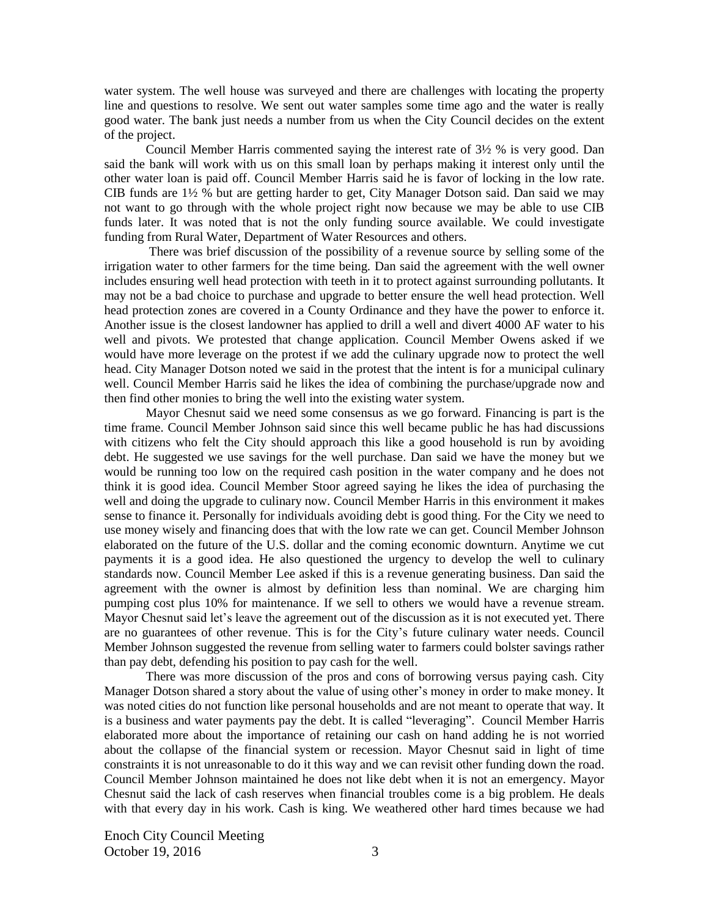water system. The well house was surveyed and there are challenges with locating the property line and questions to resolve. We sent out water samples some time ago and the water is really good water. The bank just needs a number from us when the City Council decides on the extent of the project.

Council Member Harris commented saying the interest rate of 3½ % is very good. Dan said the bank will work with us on this small loan by perhaps making it interest only until the other water loan is paid off. Council Member Harris said he is favor of locking in the low rate. CIB funds are 1½ % but are getting harder to get, City Manager Dotson said. Dan said we may not want to go through with the whole project right now because we may be able to use CIB funds later. It was noted that is not the only funding source available. We could investigate funding from Rural Water, Department of Water Resources and others.

There was brief discussion of the possibility of a revenue source by selling some of the irrigation water to other farmers for the time being. Dan said the agreement with the well owner includes ensuring well head protection with teeth in it to protect against surrounding pollutants. It may not be a bad choice to purchase and upgrade to better ensure the well head protection. Well head protection zones are covered in a County Ordinance and they have the power to enforce it. Another issue is the closest landowner has applied to drill a well and divert 4000 AF water to his well and pivots. We protested that change application. Council Member Owens asked if we would have more leverage on the protest if we add the culinary upgrade now to protect the well head. City Manager Dotson noted we said in the protest that the intent is for a municipal culinary well. Council Member Harris said he likes the idea of combining the purchase/upgrade now and then find other monies to bring the well into the existing water system.

Mayor Chesnut said we need some consensus as we go forward. Financing is part is the time frame. Council Member Johnson said since this well became public he has had discussions with citizens who felt the City should approach this like a good household is run by avoiding debt. He suggested we use savings for the well purchase. Dan said we have the money but we would be running too low on the required cash position in the water company and he does not think it is good idea. Council Member Stoor agreed saying he likes the idea of purchasing the well and doing the upgrade to culinary now. Council Member Harris in this environment it makes sense to finance it. Personally for individuals avoiding debt is good thing. For the City we need to use money wisely and financing does that with the low rate we can get. Council Member Johnson elaborated on the future of the U.S. dollar and the coming economic downturn. Anytime we cut payments it is a good idea. He also questioned the urgency to develop the well to culinary standards now. Council Member Lee asked if this is a revenue generating business. Dan said the agreement with the owner is almost by definition less than nominal. We are charging him pumping cost plus 10% for maintenance. If we sell to others we would have a revenue stream. Mayor Chesnut said let's leave the agreement out of the discussion as it is not executed yet. There are no guarantees of other revenue. This is for the City's future culinary water needs. Council Member Johnson suggested the revenue from selling water to farmers could bolster savings rather than pay debt, defending his position to pay cash for the well.

There was more discussion of the pros and cons of borrowing versus paying cash. City Manager Dotson shared a story about the value of using other's money in order to make money. It was noted cities do not function like personal households and are not meant to operate that way. It is a business and water payments pay the debt. It is called "leveraging". Council Member Harris elaborated more about the importance of retaining our cash on hand adding he is not worried about the collapse of the financial system or recession. Mayor Chesnut said in light of time constraints it is not unreasonable to do it this way and we can revisit other funding down the road. Council Member Johnson maintained he does not like debt when it is not an emergency. Mayor Chesnut said the lack of cash reserves when financial troubles come is a big problem. He deals with that every day in his work. Cash is king. We weathered other hard times because we had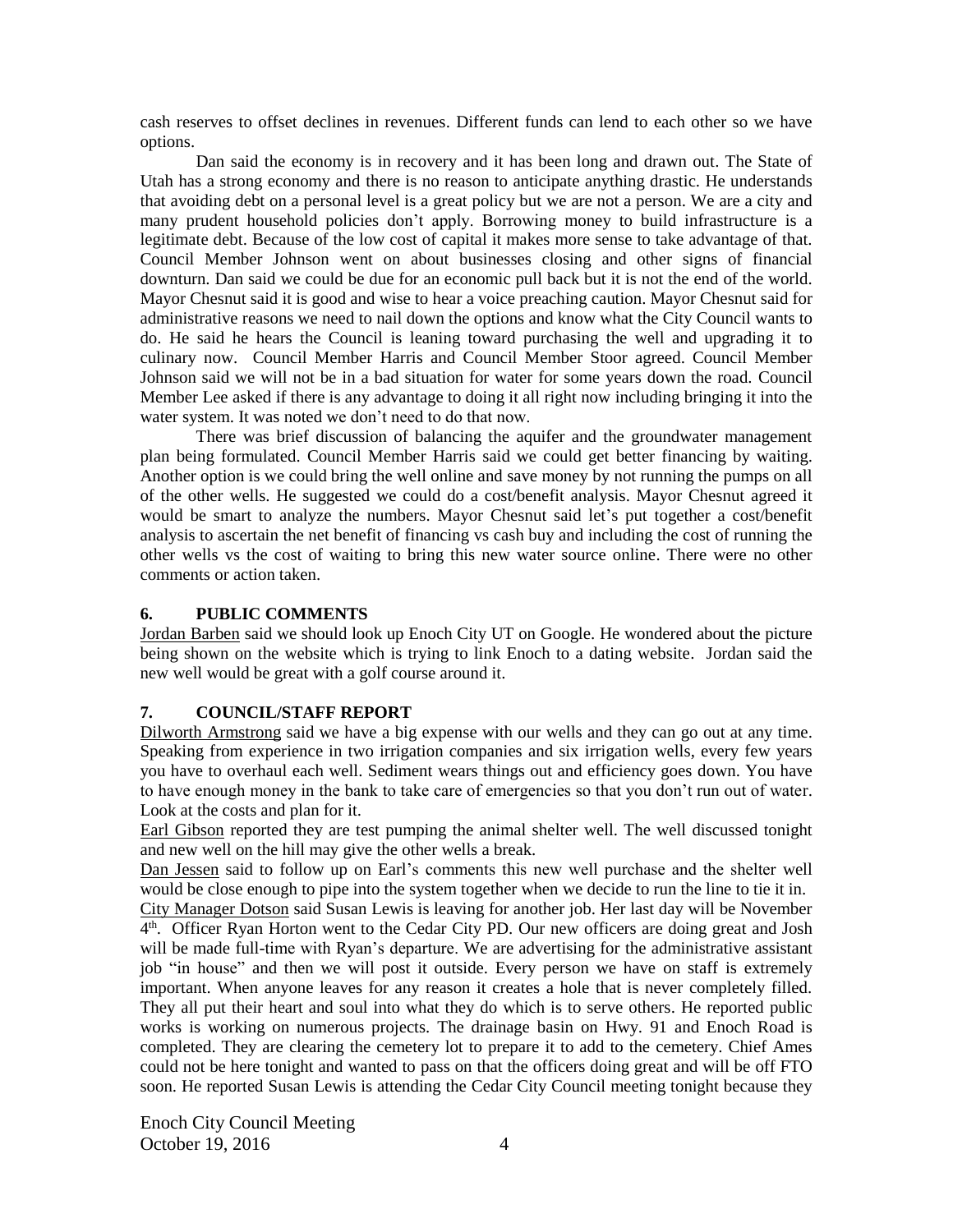cash reserves to offset declines in revenues. Different funds can lend to each other so we have options.

Dan said the economy is in recovery and it has been long and drawn out. The State of Utah has a strong economy and there is no reason to anticipate anything drastic. He understands that avoiding debt on a personal level is a great policy but we are not a person. We are a city and many prudent household policies don't apply. Borrowing money to build infrastructure is a legitimate debt. Because of the low cost of capital it makes more sense to take advantage of that. Council Member Johnson went on about businesses closing and other signs of financial downturn. Dan said we could be due for an economic pull back but it is not the end of the world. Mayor Chesnut said it is good and wise to hear a voice preaching caution. Mayor Chesnut said for administrative reasons we need to nail down the options and know what the City Council wants to do. He said he hears the Council is leaning toward purchasing the well and upgrading it to culinary now. Council Member Harris and Council Member Stoor agreed. Council Member Johnson said we will not be in a bad situation for water for some years down the road. Council Member Lee asked if there is any advantage to doing it all right now including bringing it into the water system. It was noted we don't need to do that now.

There was brief discussion of balancing the aquifer and the groundwater management plan being formulated. Council Member Harris said we could get better financing by waiting. Another option is we could bring the well online and save money by not running the pumps on all of the other wells. He suggested we could do a cost/benefit analysis. Mayor Chesnut agreed it would be smart to analyze the numbers. Mayor Chesnut said let's put together a cost/benefit analysis to ascertain the net benefit of financing vs cash buy and including the cost of running the other wells vs the cost of waiting to bring this new water source online. There were no other comments or action taken.

## 6. PUBLIC COMMENTS

Jordan Barben said we should look up Enoch City UT on Google. He wondered about the picture being shown on the website which is trying to link Enoch to a dating website. Jordan said the new well would be great with a golf course around it.

## 7. COUNCIL/STAFF REPORT

Dilworth Armstrong said we have a big expense with our wells and they can go out at any time. Speaking from experience in two irrigation companies and six irrigation wells, every few years you have to overhaul each well. Sediment wears things out and efficiency goes down. You have to have enough money in the bank to take care of emergencies so that you don't run out of water. Look at the costs and plan for it.

Earl Gibson reported they are test pumping the animal shelter well. The well discussed tonight and new well on the hill may give the other wells a break.

Dan Jessen said to follow up on Earl's comments this new well purchase and the shelter well would be close enough to pipe into the system together when we decide to run the line to tie it in.

City Manager Dotson said Susan Lewis is leaving for another job. Her last day will be November 4th. Officer Ryan Horton went to the Cedar City PD. Our new officers are doing great and Josh will be made full-time with Ryan's departure. We are advertising for the administrative assistant job "in house" and then we will post it outside. Every person we have on staff is extremely important. When anyone leaves for any reason it creates a hole that is never completely filled. They all put their heart and soul into what they do which is to serve others. He reported public works is working on numerous projects. The drainage basin on Hwy. 91 and Enoch Road is completed. They are clearing the cemetery lot to prepare it to add to the cemetery. Chief Ames could not be here tonight and wanted to pass on that the officers doing great and will be off FTO soon. He reported Susan Lewis is attending the Cedar City Council meeting tonight because they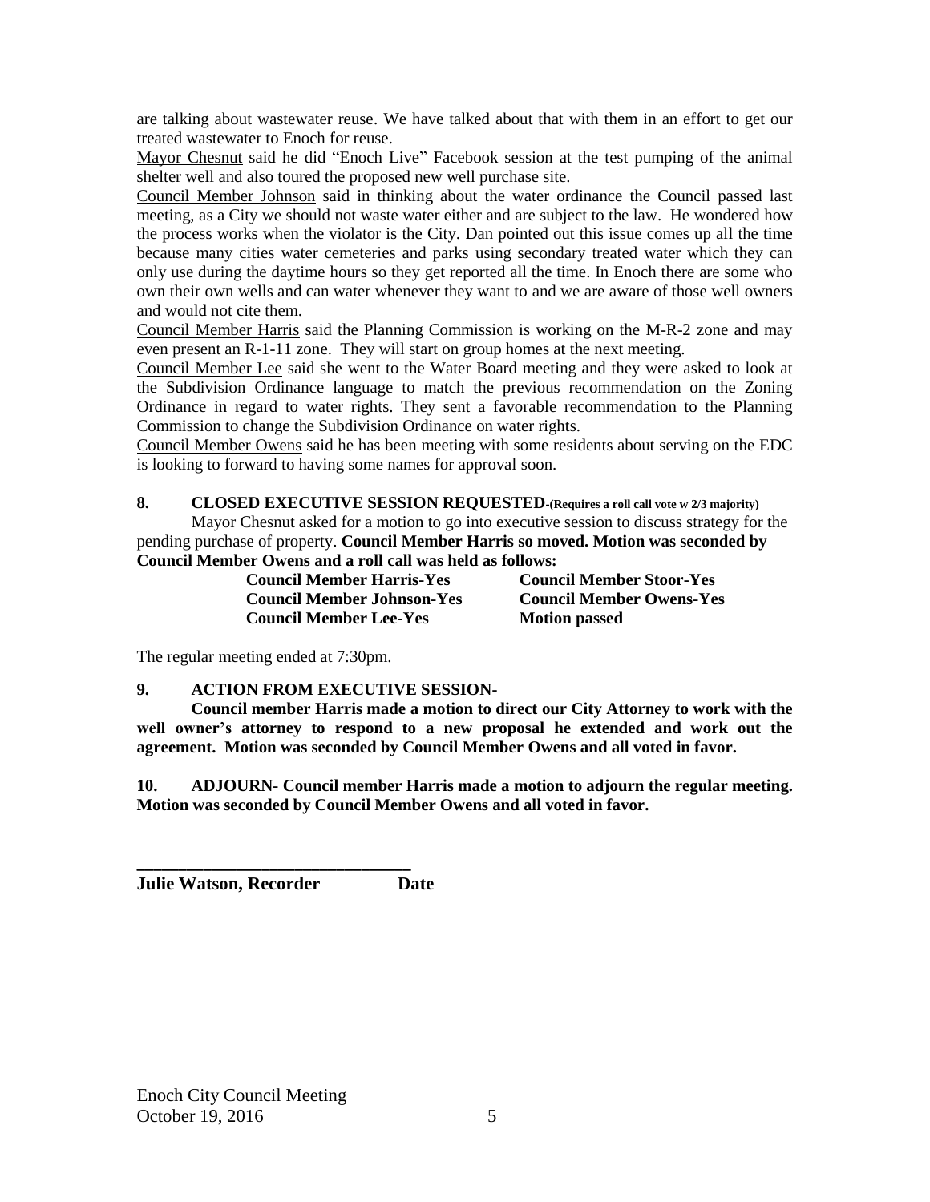are talking about wastewater reuse. We have talked about that with them in an effort to get our treated wastewater to Enoch for reuse.

Mayor Chesnut said he did "Enoch Live" Facebook session at the test pumping of the animal shelter well and also toured the proposed new well purchase site.

Council Member Johnson said in thinking about the water ordinance the Council passed last meeting, as a City we should not waste water either and are subject to the law. He wondered how the process works when the violator is the City. Dan pointed out this issue comes up all the time because many cities water cemeteries and parks using secondary treated water which they can only use during the daytime hours so they get reported all the time. In Enoch there are some who own their own wells and can water whenever they want to and we are aware of those well owners and would not cite them.

Council Member Harris said the Planning Commission is working on the M-R-2 zone and may even present an R-1-11 zone. They will start on group homes at the next meeting.

Council Member Lee said she went to the Water Board meeting and they were asked to look at the Subdivision Ordinance language to match the previous recommendation on the Zoning Ordinance in regard to water rights. They sent a favorable recommendation to the Planning Commission to change the Subdivision Ordinance on water rights.

Council Member Owens said he has been meeting with some residents about serving on the EDC is looking to forward to having some names for approval soon.

**8. CLOSED EXECUTIVE SESSION REQUESTED-(Requires a roll call vote w 2/3 majority)**

Mayor Chesnut asked for a motion to go into executive session to discuss strategy for the pending purchase of property. **Council Member Harris so moved. Motion was seconded by Council Member Owens and a roll call was held as follows:**

| | |
|---|---|
| **Council Member Harris-Yes** | **Council Member Stoor-Yes** |
| **Council Member Johnson-Yes** | **Council Member Owens-Yes** |
| **Council Member Lee-Yes** | **Motion passed** |

The regular meeting ended at 7:30pm.

**9. ACTION FROM EXECUTIVE SESSION-**

**Council member Harris made a motion to direct our City Attorney to work with the well owner's attorney to respond to a new proposal he extended and work out the agreement. Motion was seconded by Council Member Owens and all voted in favor.**

**10. ADJOURN- Council member Harris made a motion to adjourn the regular meeting. Motion was seconded by Council Member Owens and all voted in favor.**

\_\_\_\_\_\_\_\_\_\_\_\_\_\_\_\_\_\_\_\_\_\_\_\_\_\_\_\_\_\_

**Julie Watson, Recorder Date**